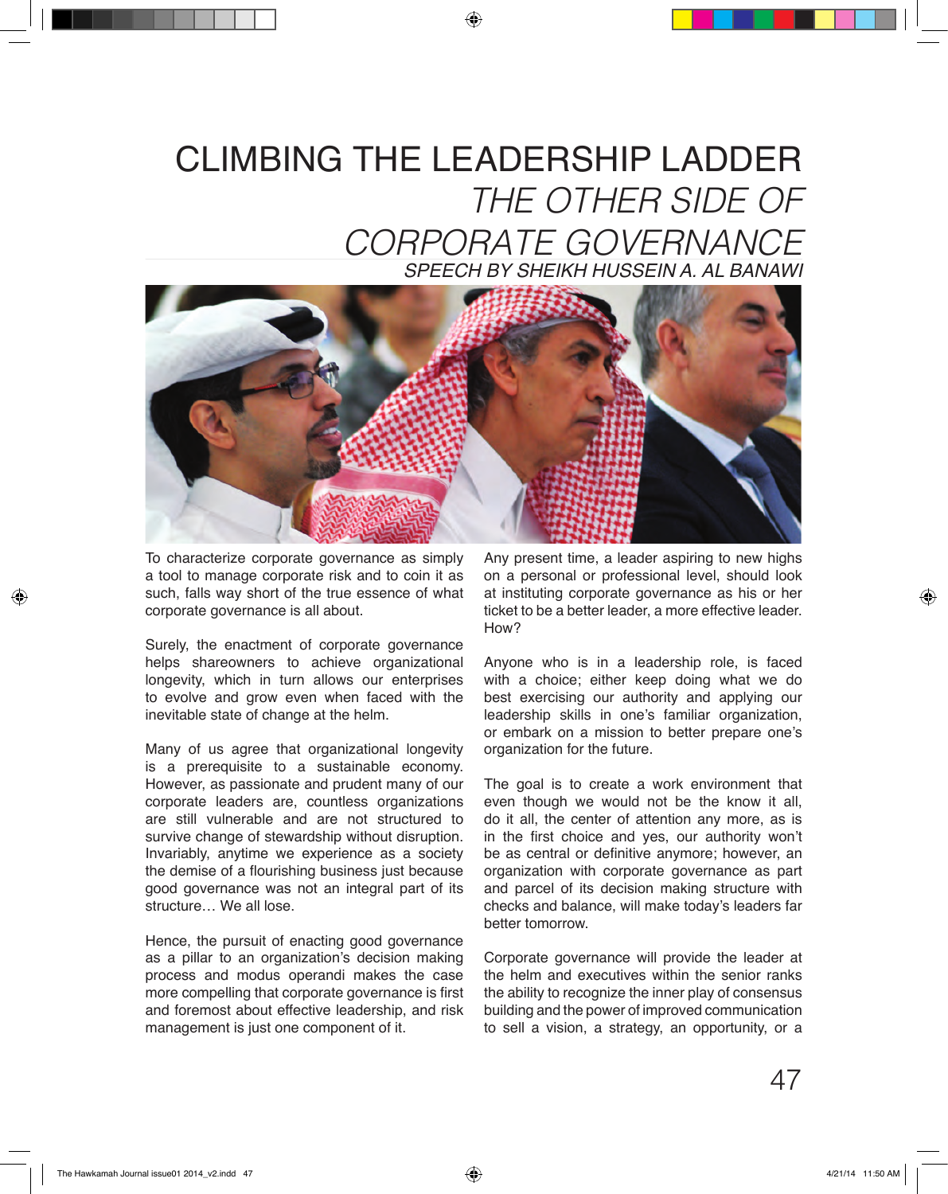# CLIMBING THE LEADERSHIP LADDER

## *THE OTHER SIDE OF CORPORATE GOVERNANCE*

### *SPEECH BY SHEIKH HUSSEIN A. AL BANAWI*

To characterize corporate governance as simply a tool to manage corporate risk and to coin it as such, falls way short of the true essence of what corporate governance is all about.

Surely, the enactment of corporate governance helps shareowners to achieve organizational longevity, which in turn allows our enterprises to evolve and grow even when faced with the inevitable state of change at the helm.

Many of us agree that organizational longevity is a prerequisite to a sustainable economy. However, as passionate and prudent many of our corporate leaders are, countless organizations are still vulnerable and are not structured to survive change of stewardship without disruption. Invariably, anytime we experience as a society the demise of a flourishing business just because good governance was not an integral part of its structure… We all lose.

Hence, the pursuit of enacting good governance as a pillar to an organization's decision making process and modus operandi makes the case more compelling that corporate governance is first and foremost about effective leadership, and risk management is just one component of it.

Any present time, a leader aspiring to new highs on a personal or professional level, should look at instituting corporate governance as his or her ticket to be a better leader, a more effective leader. How?

Anyone who is in a leadership role, is faced with a choice; either keep doing what we do best exercising our authority and applying our leadership skills in one's familiar organization, or embark on a mission to better prepare one's organization for the future.

The goal is to create a work environment that even though we would not be the know it all, do it all, the center of attention any more, as is in the first choice and yes, our authority won't be as central or definitive anymore; however, an organization with corporate governance as part and parcel of its decision making structure with checks and balance, will make today's leaders far better tomorrow.

Corporate governance will provide the leader at the helm and executives within the senior ranks the ability to recognize the inner play of consensus building and the power of improved communication to sell a vision, a strategy, an opportunity, or a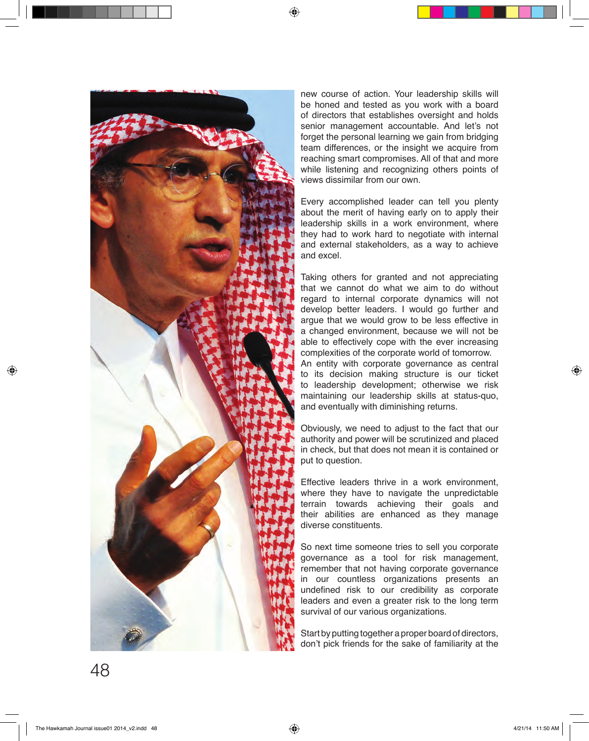new course of action. Your leadership skills will be honed and tested as you work with a board of directors that establishes oversight and holds senior management accountable. And let's not forget the personal learning we gain from bridging team differences, or the insight we acquire from reaching smart compromises. All of that and more while listening and recognizing others points of views dissimilar from our own.

Every accomplished leader can tell you plenty about the merit of having early on to apply their leadership skills in a work environment, where they had to work hard to negotiate with internal and external stakeholders, as a way to achieve and excel.

Taking others for granted and not appreciating that we cannot do what we aim to do without regard to internal corporate dynamics will not develop better leaders. I would go further and argue that we would grow to be less effective in a changed environment, because we will not be able to effectively cope with the ever increasing complexities of the corporate world of tomorrow. An entity with corporate governance as central to its decision making structure is our ticket to leadership development; otherwise we risk maintaining our leadership skills at status-quo, and eventually with diminishing returns.

Obviously, we need to adjust to the fact that our authority and power will be scrutinized and placed in check, but that does not mean it is contained or put to question.

Effective leaders thrive in a work environment, where they have to navigate the unpredictable terrain towards achieving their goals and their abilities are enhanced as they manage diverse constituents.

So next time someone tries to sell you corporate governance as a tool for risk management, remember that not having corporate governance in our countless organizations presents an undefined risk to our credibility as corporate leaders and even a greater risk to the long term survival of our various organizations.

Start by putting together a proper board of directors, don't pick friends for the sake of familiarity at the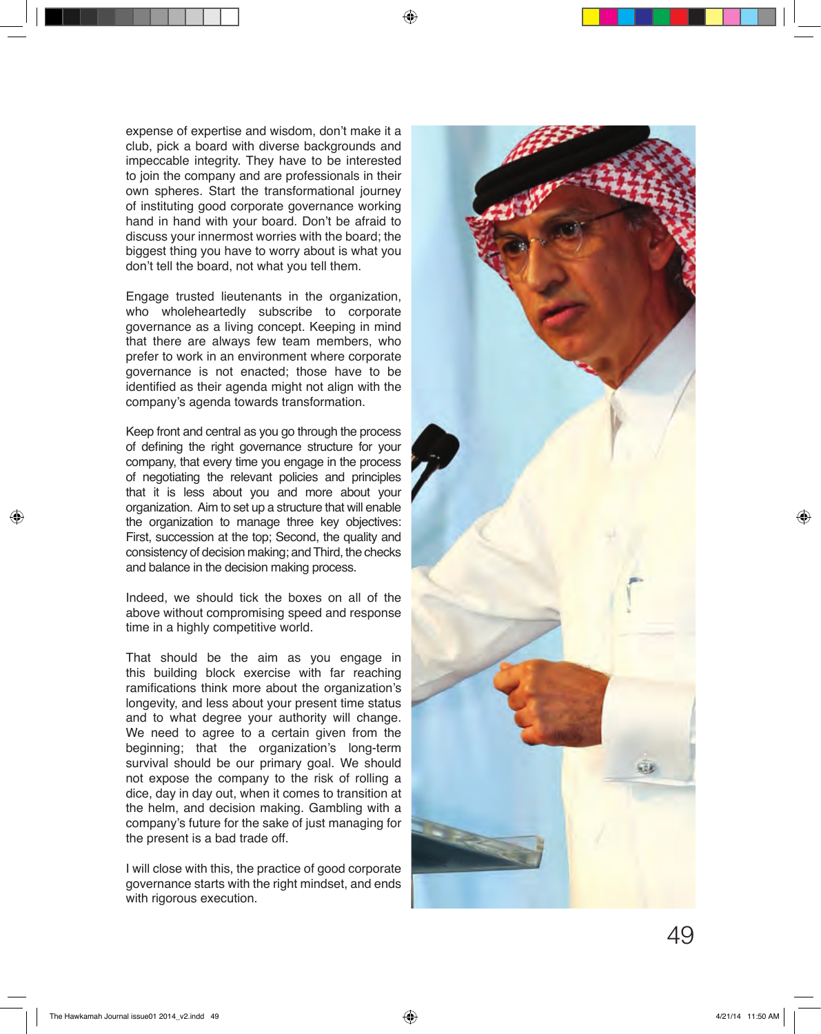expense of expertise and wisdom, don't make it a club, pick a board with diverse backgrounds and impeccable integrity. They have to be interested to join the company and are professionals in their own spheres. Start the transformational journey of instituting good corporate governance working hand in hand with your board. Don't be afraid to discuss your innermost worries with the board; the biggest thing you have to worry about is what you don't tell the board, not what you tell them.

Engage trusted lieutenants in the organization, who wholeheartedly subscribe to corporate governance as a living concept. Keeping in mind that there are always few team members, who prefer to work in an environment where corporate governance is not enacted; those have to be identified as their agenda might not align with the company's agenda towards transformation.

Keep front and central as you go through the process of defining the right governance structure for your company, that every time you engage in the process of negotiating the relevant policies and principles that it is less about you and more about your organization. Aim to set up a structure that will enable the organization to manage three key objectives: First, succession at the top; Second, the quality and consistency of decision making; and Third, the checks and balance in the decision making process.

Indeed, we should tick the boxes on all of the above without compromising speed and response time in a highly competitive world.

That should be the aim as you engage in this building block exercise with far reaching ramifications think more about the organization's longevity, and less about your present time status and to what degree your authority will change. We need to agree to a certain given from the beginning; that the organization's long-term survival should be our primary goal. We should not expose the company to the risk of rolling a dice, day in day out, when it comes to transition at the helm, and decision making. Gambling with a company's future for the sake of just managing for the present is a bad trade off.

I will close with this, the practice of good corporate governance starts with the right mindset, and ends with rigorous execution.